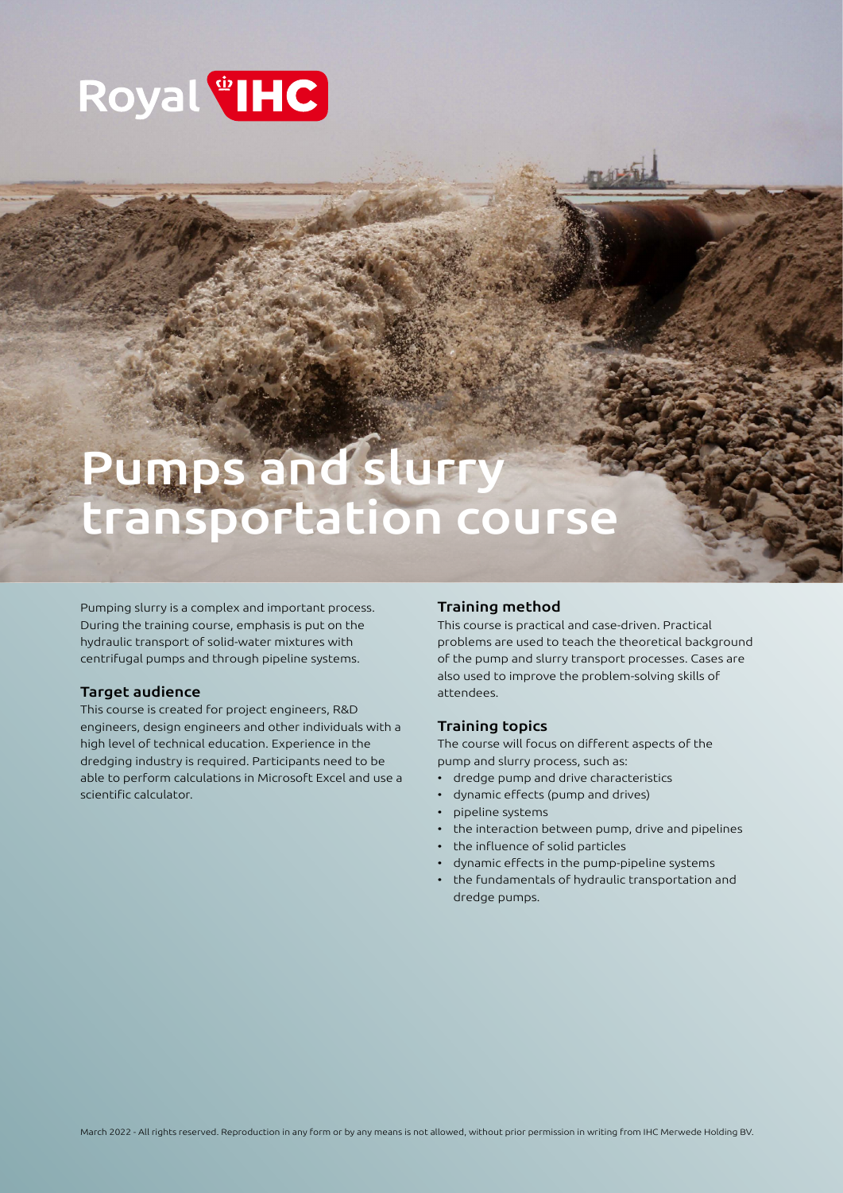Royal IHC

# Pumps and slurry transportation course

Pumping slurry is a complex and important process. During the training course, emphasis is put on the hydraulic transport of solid-water mixtures with centrifugal pumps and through pipeline systems.

### Target audience

This course is created for project engineers, R&D engineers, design engineers and other individuals with a high level of technical education. Experience in the dredging industry is required. Participants need to be able to perform calculations in Microsoft Excel and use a scientific calculator.

### Training method

This course is practical and case-driven. Practical problems are used to teach the theoretical background of the pump and slurry transport processes. Cases are also used to improve the problem-solving skills of attendees.

### Training topics

The course will focus on different aspects of the pump and slurry process, such as:

- dredge pump and drive characteristics
- dynamic effects (pump and drives)
- pipeline systems
- the interaction between pump, drive and pipelines
- the influence of solid particles
- dynamic effects in the pump-pipeline systems
- the fundamentals of hydraulic transportation and dredge pumps.

March 2022 - All rights reserved. Reproduction in any form or by any means is not allowed, without prior permission in writing from IHC Merwede Holding BV.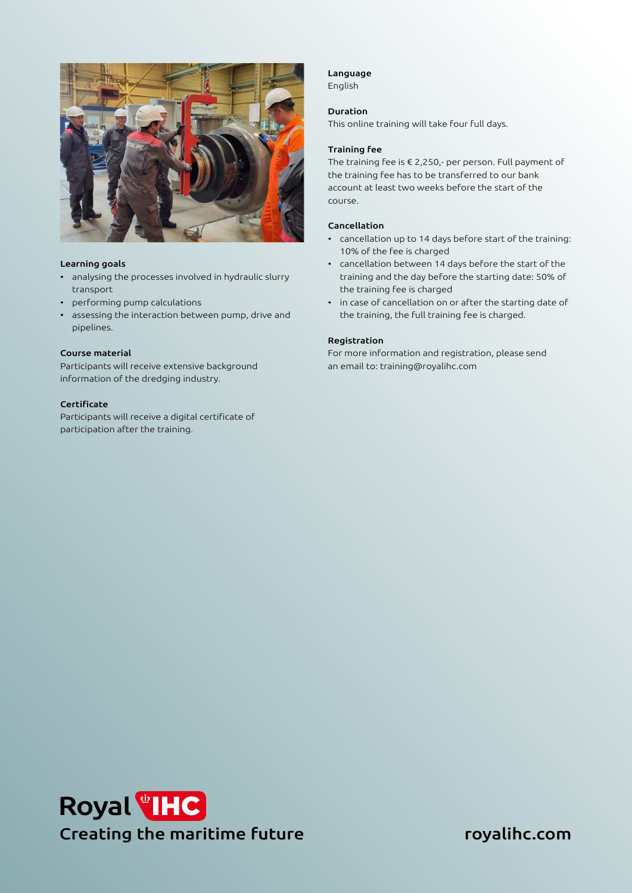### Learning goals

- analysing the processes involved in hydraulic slurry transport
- performing pump calculations
- assessing the interaction between pump, drive and pipelines.

### Course material

Participants will receive extensive background information of the dredging industry.

### Certificate

Participants will receive a digital certificate of participation after the training.

### Language

English

### Duration

This online training will take four full days.

### Training fee

The training fee is € 2,250,- per person. Full payment of the training fee has to be transferred to our bank account at least two weeks before the start of the course.

### Cancellation

- cancellation up to 14 days before start of the training: 10% of the fee is charged
- cancellation between 14 days before the start of the training and the day before the starting date: 50% of the training fee is charged
- in case of cancellation on or after the starting date of the training, the full training fee is charged.

### Registration

For more information and registration, please send an email to: training@royalihc.com

Royal IHC
Creating the maritime future

royalihc.com